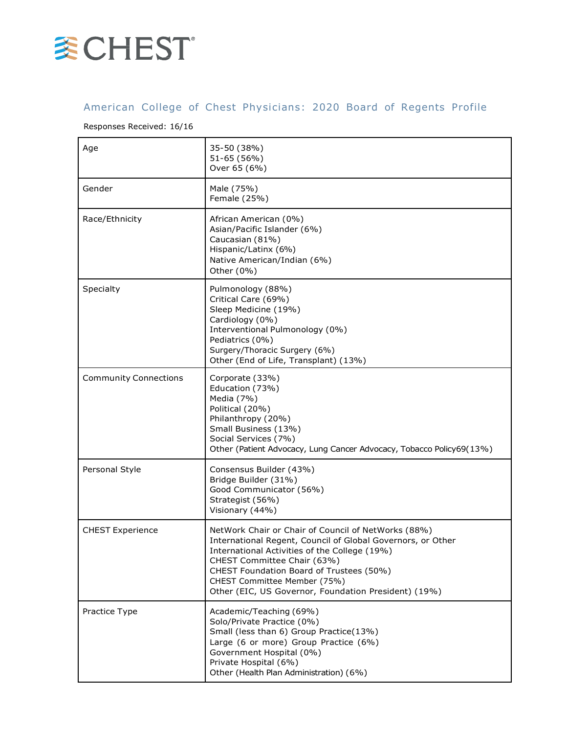CHEST

## American College of Chest Physicians: 2020 Board of Regents Profile

Responses Received: 16/16

| | |
|---|---|
| Age | 35-50 (38%)<br>51-65 (56%)<br>Over 65 (6%) |
| Gender | Male (75%)<br>Female (25%) |
| Race/Ethnicity | African American (0%)<br>Asian/Pacific Islander (6%)<br>Caucasian (81%)<br>Hispanic/Latinx (6%)<br>Native American/Indian (6%)<br>Other (0%) |
| Specialty | Pulmonology (88%)<br>Critical Care (69%)<br>Sleep Medicine (19%)<br>Cardiology (0%)<br>Interventional Pulmonology (0%)<br>Pediatrics (0%)<br>Surgery/Thoracic Surgery (6%)<br>Other (End of Life, Transplant) (13%) |
| Community Connections | Corporate (33%)<br>Education (73%)<br>Media (7%)<br>Political (20%)<br>Philanthropy (20%)<br>Small Business (13%)<br>Social Services (7%)<br>Other (Patient Advocacy, Lung Cancer Advocacy, Tobacco Policy69(13%) |
| Personal Style | Consensus Builder (43%)<br>Bridge Builder (31%)<br>Good Communicator (56%)<br>Strategist (56%)<br>Visionary (44%) |
| CHEST Experience | NetWork Chair or Chair of Council of NetWorks (88%)<br>International Regent, Council of Global Governors, or Other International Activities of the College (19%)<br>CHEST Committee Chair (63%)<br>CHEST Foundation Board of Trustees (50%)<br>CHEST Committee Member (75%)<br>Other (EIC, US Governor, Foundation President) (19%) |
| Practice Type | Academic/Teaching (69%)<br>Solo/Private Practice (0%)<br>Small (less than 6) Group Practice(13%)<br>Large (6 or more) Group Practice (6%)<br>Government Hospital (0%)<br>Private Hospital (6%)<br>Other (Health Plan Administration) (6%) |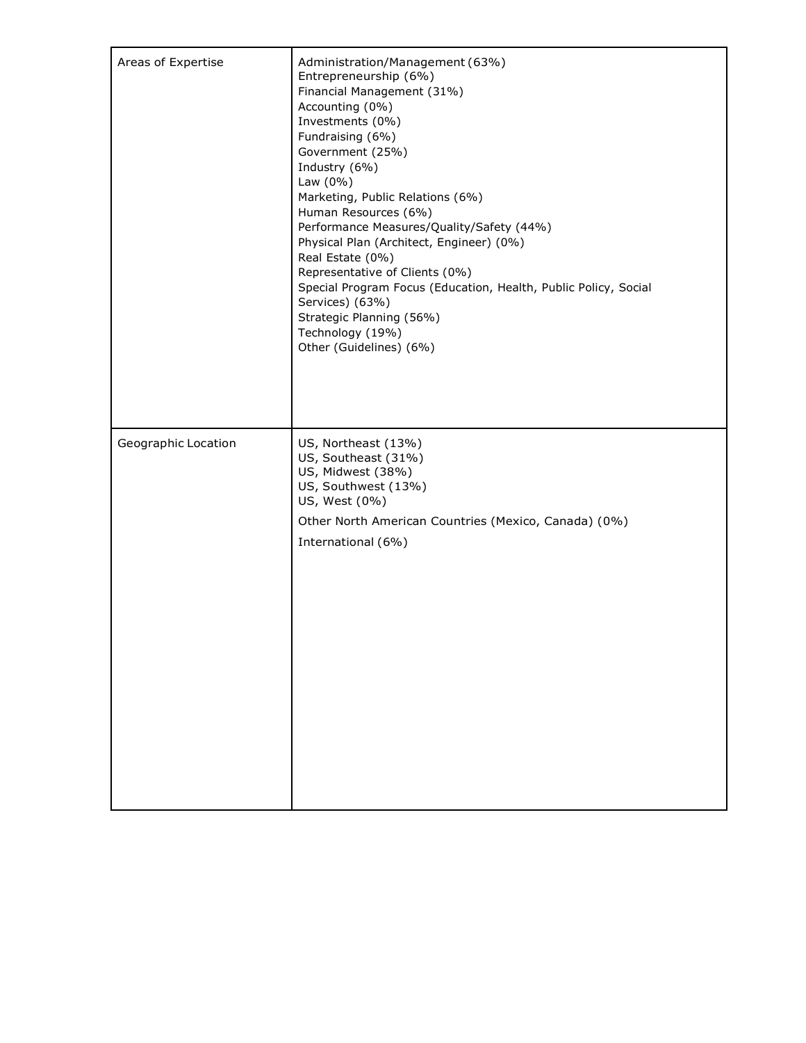| | |
|---|---|
| Areas of Expertise | Administration/Management (63%)<br>Entrepreneurship (6%)<br>Financial Management (31%)<br>Accounting (0%)<br>Investments (0%)<br>Fundraising (6%)<br>Government (25%)<br>Industry (6%)<br>Law (0%)<br>Marketing, Public Relations (6%)<br>Human Resources (6%)<br>Performance Measures/Quality/Safety (44%)<br>Physical Plan (Architect, Engineer) (0%)<br>Real Estate (0%)<br>Representative of Clients (0%)<br>Special Program Focus (Education, Health, Public Policy, Social Services) (63%)<br>Strategic Planning (56%)<br>Technology (19%)<br>Other (Guidelines) (6%) |
| Geographic Location | US, Northeast (13%)<br>US, Southeast (31%)<br>US, Midwest (38%)<br>US, Southwest (13%)<br>US, West (0%)<br>Other North American Countries (Mexico, Canada) (0%)<br>International (6%) |